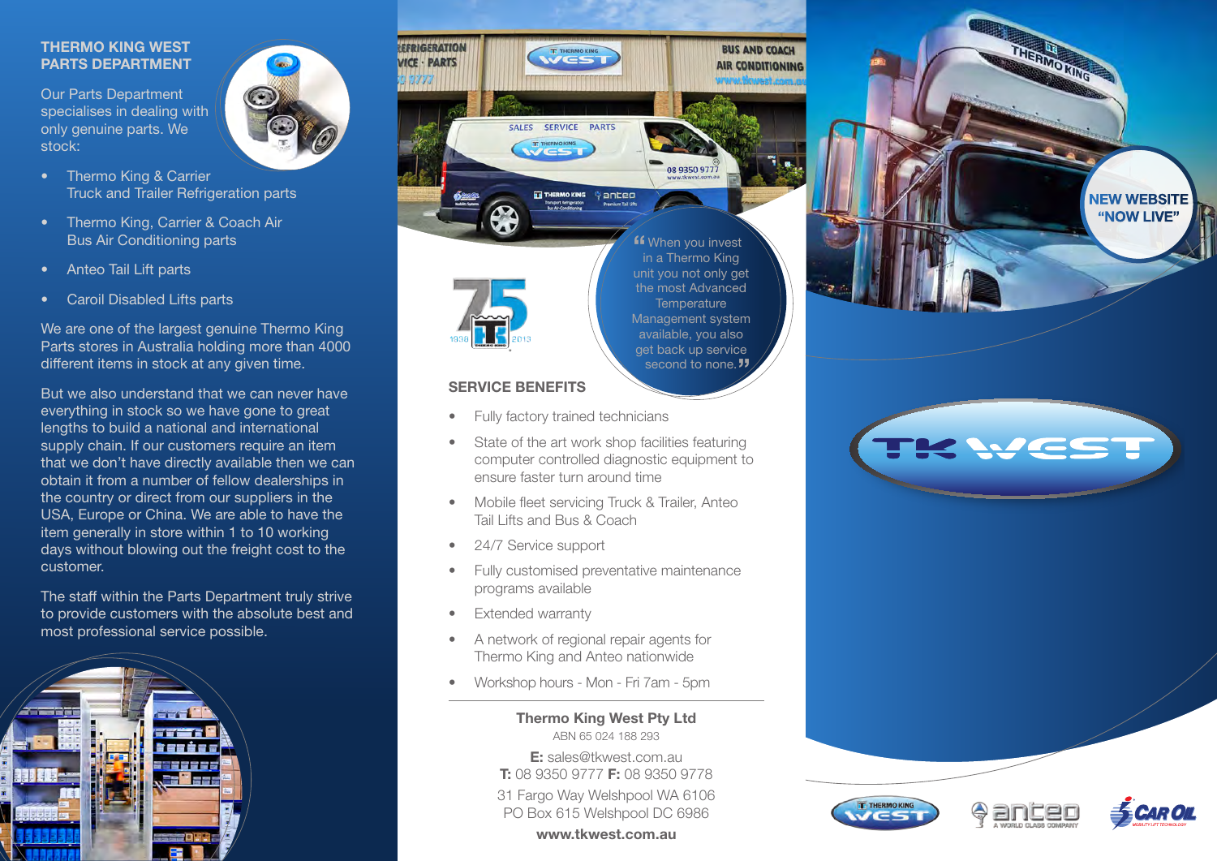## THERMO KING WEST PARTS DEPARTMENT

Our Parts Department specialises in dealing with only genuine parts. We stock:

- Thermo King & Carrier Truck and Trailer Refrigeration parts
- Thermo King, Carrier & Coach Air Bus Air Conditioning parts
- Anteo Tail Lift parts
- Caroil Disabled Lifts parts

We are one of the largest genuine Thermo King Parts stores in Australia holding more than 4000 different items in stock at any given time.

But we also understand that we can never have everything in stock so we have gone to great lengths to build a national and international supply chain. If our customers require an item that we don't have directly available then we can obtain it from a number of fellow dealerships in the country or direct from our suppliers in the USA, Europe or China. We are able to have the item generally in store within 1 to 10 working days without blowing out the freight cost to the customer.

The staff within the Parts Department truly strive to provide customers with the absolute best and most professional service possible.

"When you invest in a Thermo King unit you not only get the most Advanced Temperature Management system available, you also get back up service second to none."

## SERVICE BENEFITS

- Fully factory trained technicians
- State of the art work shop facilities featuring computer controlled diagnostic equipment to ensure faster turn around time
- Mobile fleet servicing Truck & Trailer, Anteo Tail Lifts and Bus & Coach
- 24/7 Service support
- Fully customised preventative maintenance programs available
- Extended warranty
- A network of regional repair agents for Thermo King and Anteo nationwide
- Workshop hours - Mon - Fri 7am - 5pm

**Thermo King West Pty Ltd**
ABN 65 024 188 293

**E:** sales@tkwest.com.au
**T:** 08 9350 9777 **F:** 08 9350 9778
31 Fargo Way Welshpool WA 6106
PO Box 615 Welshpool DC 6986
**www.tkwest.com.au**

NEW WEBSITE "NOW LIVE"

TK WEST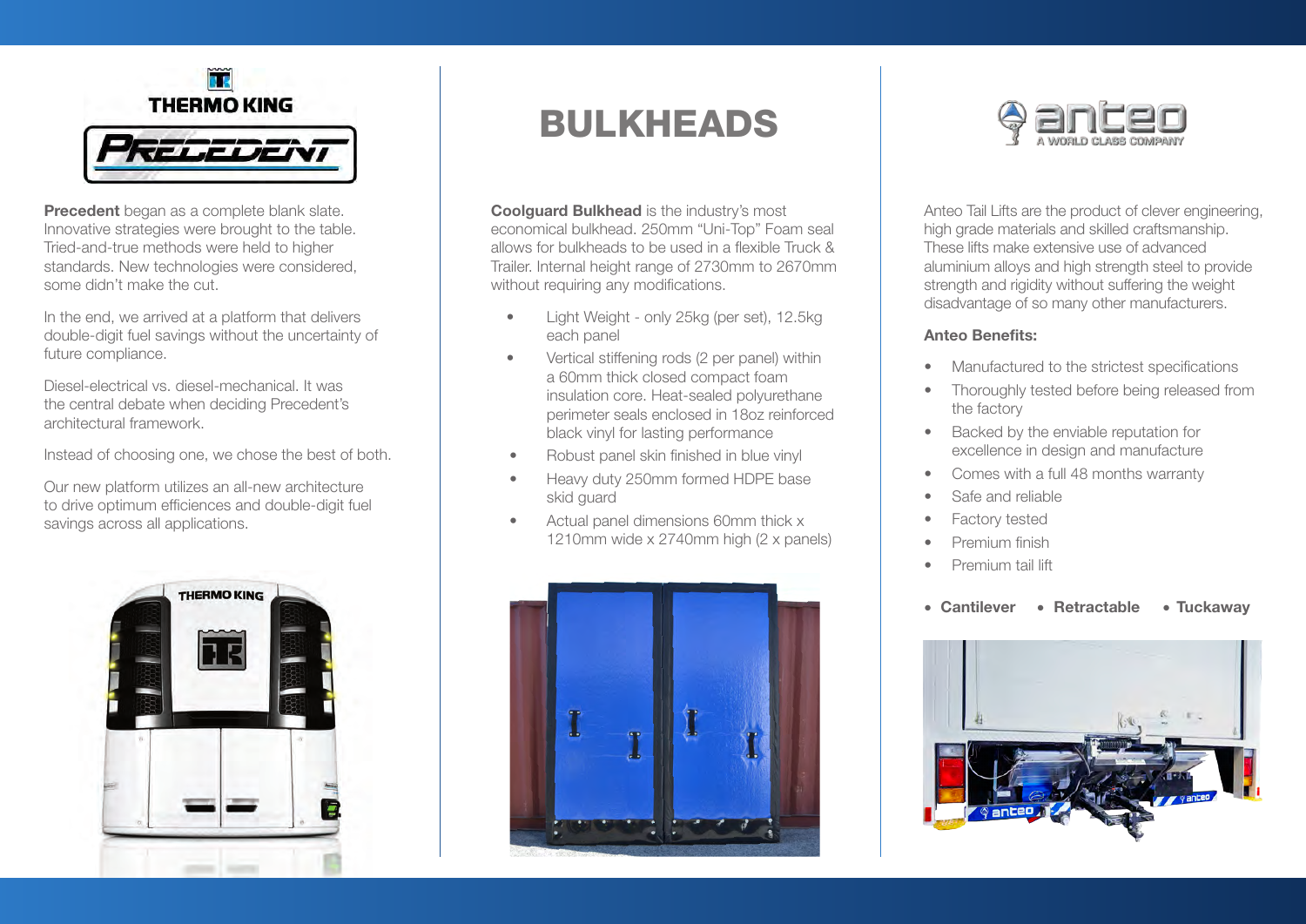THERMO KING

PRECEDENT

**Precedent** began as a complete blank slate. Innovative strategies were brought to the table. Tried-and-true methods were held to higher standards. New technologies were considered, some didn't make the cut.

In the end, we arrived at a platform that delivers double-digit fuel savings without the uncertainty of future compliance.

Diesel-electrical vs. diesel-mechanical. It was the central debate when deciding Precedent's architectural framework.

Instead of choosing one, we chose the best of both.

Our new platform utilizes an all-new architecture to drive optimum efficiences and double-digit fuel savings across all applications.

# BULKHEADS

**Coolguard Bulkhead** is the industry's most economical bulkhead. 250mm "Uni-Top" Foam seal allows for bulkheads to be used in a flexible Truck & Trailer. Internal height range of 2730mm to 2670mm without requiring any modifications.

- Light Weight - only 25kg (per set), 12.5kg each panel
- Vertical stiffening rods (2 per panel) within a 60mm thick closed compact foam insulation core. Heat-sealed polyurethane perimeter seals enclosed in 18oz reinforced black vinyl for lasting performance
- Robust panel skin finished in blue vinyl
- Heavy duty 250mm formed HDPE base skid guard
- Actual panel dimensions 60mm thick x 1210mm wide x 2740mm high (2 x panels)

anteo
A WORLD CLASS COMPANY

Anteo Tail Lifts are the product of clever engineering, high grade materials and skilled craftsmanship. These lifts make extensive use of advanced aluminium alloys and high strength steel to provide strength and rigidity without suffering the weight disadvantage of so many other manufacturers.

**Anteo Benefits:**

- Manufactured to the strictest specifications
- Thoroughly tested before being released from the factory
- Backed by the enviable reputation for excellence in design and manufacture
- Comes with a full 48 months warranty
- Safe and reliable
- Factory tested
- Premium finish
- Premium tail lift

- **Cantilever**
- **Retractable**
- **Tuckaway**